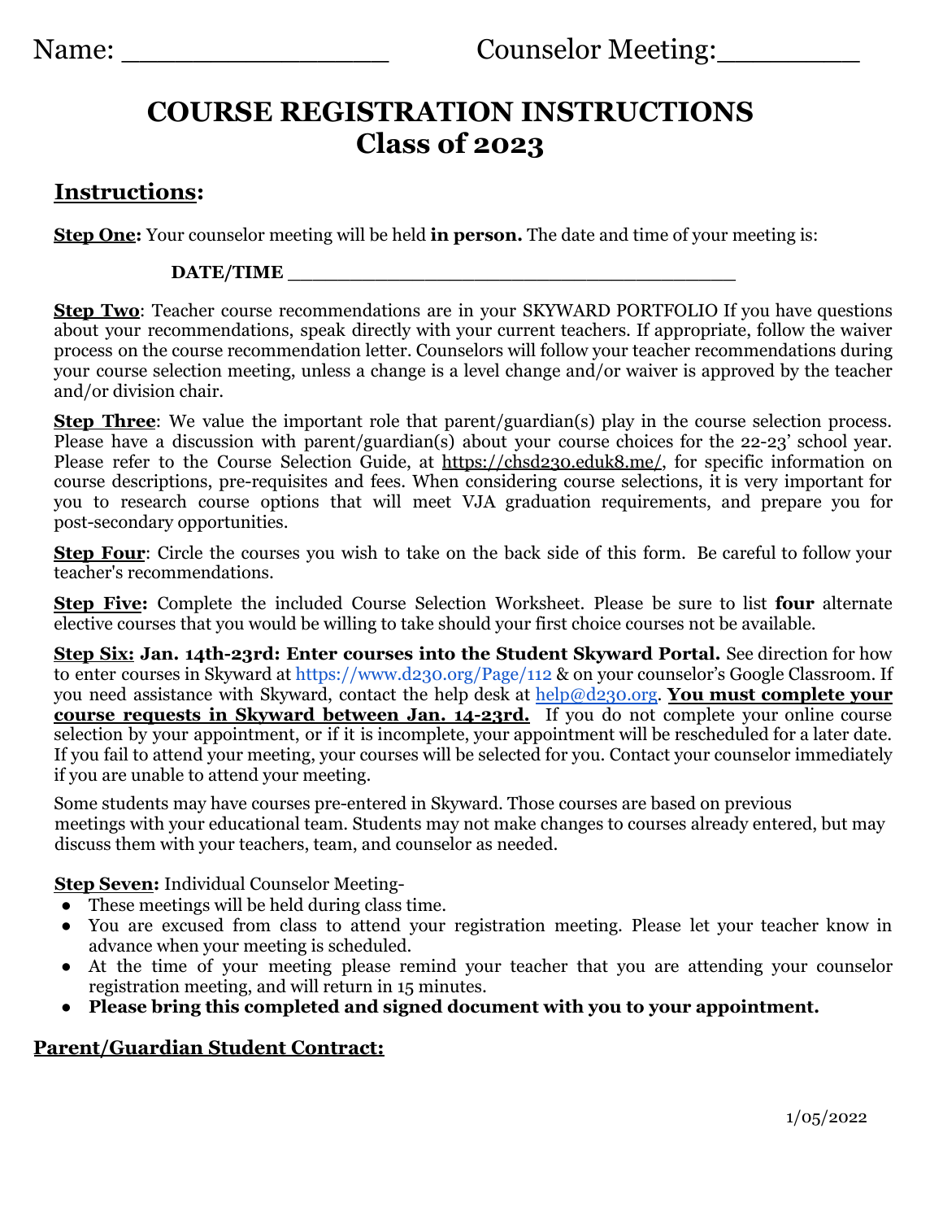Name: ________________ Counselor Meeting:________

# COURSE REGISTRATION INSTRUCTIONS
# Class of 2023

## Instructions:

**Step One:** Your counselor meeting will be held **in person.** The date and time of your meeting is:

**DATE/TIME** ______________________________________

**Step Two**: Teacher course recommendations are in your SKYWARD PORTFOLIO If you have questions about your recommendations, speak directly with your current teachers. If appropriate, follow the waiver process on the course recommendation letter. Counselors will follow your teacher recommendations during your course selection meeting, unless a change is a level change and/or waiver is approved by the teacher and/or division chair.

**Step Three**: We value the important role that parent/guardian(s) play in the course selection process. Please have a discussion with parent/guardian(s) about your course choices for the 22-23' school year. Please refer to the Course Selection Guide, at https://chsd230.eduk8.me/, for specific information on course descriptions, pre-requisites and fees. When considering course selections, it is very important for you to research course options that will meet VJA graduation requirements, and prepare you for post-secondary opportunities.

**Step Four**: Circle the courses you wish to take on the back side of this form. Be careful to follow your teacher's recommendations.

**Step Five:** Complete the included Course Selection Worksheet. Please be sure to list **four** alternate elective courses that you would be willing to take should your first choice courses not be available.

**Step Six: Jan. 14th-23rd: Enter courses into the Student Skyward Portal.** See direction for how to enter courses in Skyward at https://www.d230.org/Page/112 & on your counselor's Google Classroom. If you need assistance with Skyward, contact the help desk at help@d230.org. **You must complete your course requests in Skyward between Jan. 14-23rd.** If you do not complete your online course selection by your appointment, or if it is incomplete, your appointment will be rescheduled for a later date. If you fail to attend your meeting, your courses will be selected for you. Contact your counselor immediately if you are unable to attend your meeting.

Some students may have courses pre-entered in Skyward. Those courses are based on previous meetings with your educational team. Students may not make changes to courses already entered, but may discuss them with your teachers, team, and counselor as needed.

**Step Seven:** Individual Counselor Meeting-

- These meetings will be held during class time.
- You are excused from class to attend your registration meeting. Please let your teacher know in advance when your meeting is scheduled.
- At the time of your meeting please remind your teacher that you are attending your counselor registration meeting, and will return in 15 minutes.
- **Please bring this completed and signed document with you to your appointment.**

## Parent/Guardian Student Contract:

1/05/2022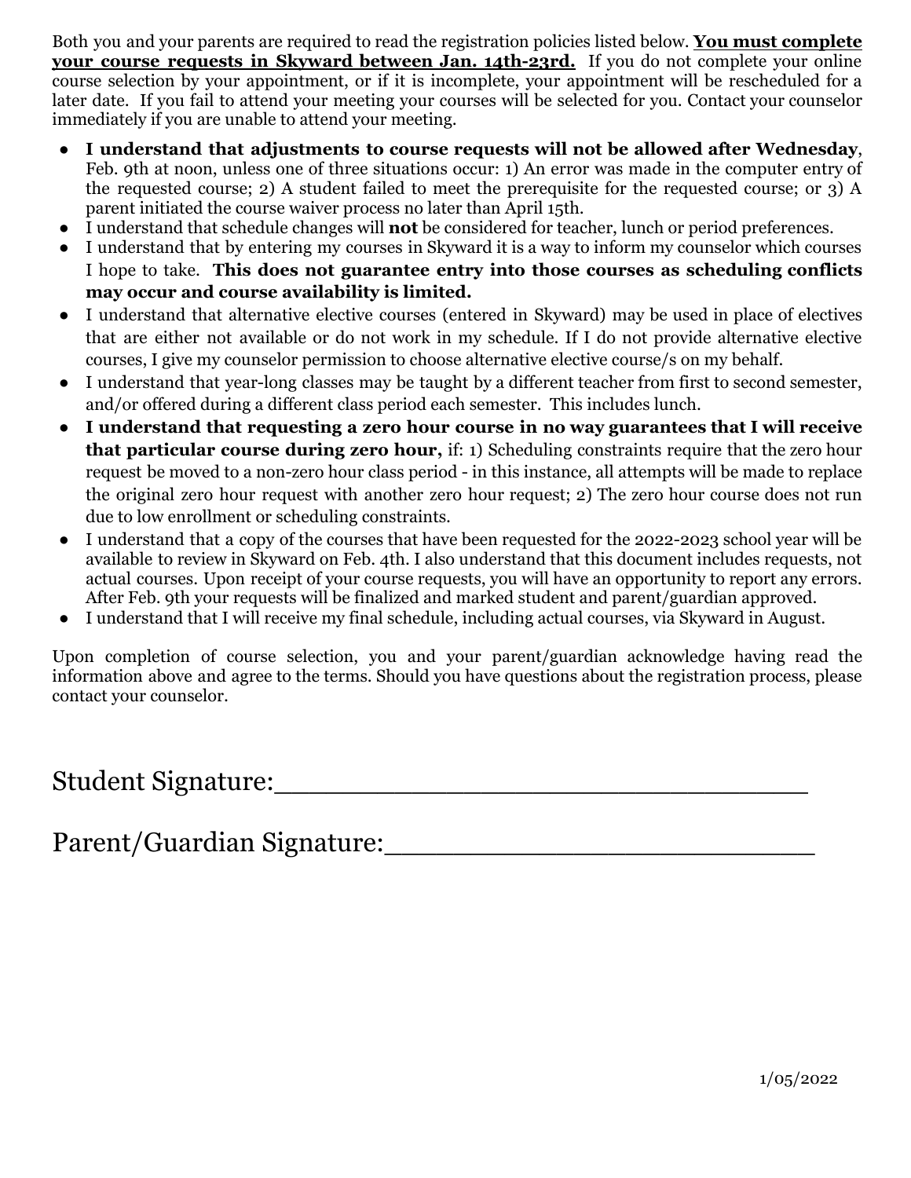Both you and your parents are required to read the registration policies listed below. **<u>You must complete your course requests in Skyward between Jan. 14th-23rd.</u>** If you do not complete your online course selection by your appointment, or if it is incomplete, your appointment will be rescheduled for a later date. If you fail to attend your meeting your courses will be selected for you. Contact your counselor immediately if you are unable to attend your meeting.

- **I understand that adjustments to course requests will not be allowed after Wednesday**, Feb. 9th at noon, unless one of three situations occur: 1) An error was made in the computer entry of the requested course; 2) A student failed to meet the prerequisite for the requested course; or 3) A parent initiated the course waiver process no later than April 15th.
- I understand that schedule changes will **not** be considered for teacher, lunch or period preferences.
- I understand that by entering my courses in Skyward it is a way to inform my counselor which courses I hope to take. **This does not guarantee entry into those courses as scheduling conflicts may occur and course availability is limited.**
- I understand that alternative elective courses (entered in Skyward) may be used in place of electives that are either not available or do not work in my schedule. If I do not provide alternative elective courses, I give my counselor permission to choose alternative elective course/s on my behalf.
- I understand that year-long classes may be taught by a different teacher from first to second semester, and/or offered during a different class period each semester. This includes lunch.
- **I understand that requesting a zero hour course in no way guarantees that I will receive that particular course during zero hour,** if: 1) Scheduling constraints require that the zero hour request be moved to a non-zero hour class period - in this instance, all attempts will be made to replace the original zero hour request with another zero hour request; 2) The zero hour course does not run due to low enrollment or scheduling constraints.
- I understand that a copy of the courses that have been requested for the 2022-2023 school year will be available to review in Skyward on Feb. 4th. I also understand that this document includes requests, not actual courses. Upon receipt of your course requests, you will have an opportunity to report any errors. After Feb. 9th your requests will be finalized and marked student and parent/guardian approved.
- I understand that I will receive my final schedule, including actual courses, via Skyward in August.

Upon completion of course selection, you and your parent/guardian acknowledge having read the information above and agree to the terms. Should you have questions about the registration process, please contact your counselor.

Student Signature:_______________________________

Parent/Guardian Signature:_______________________

1/05/2022